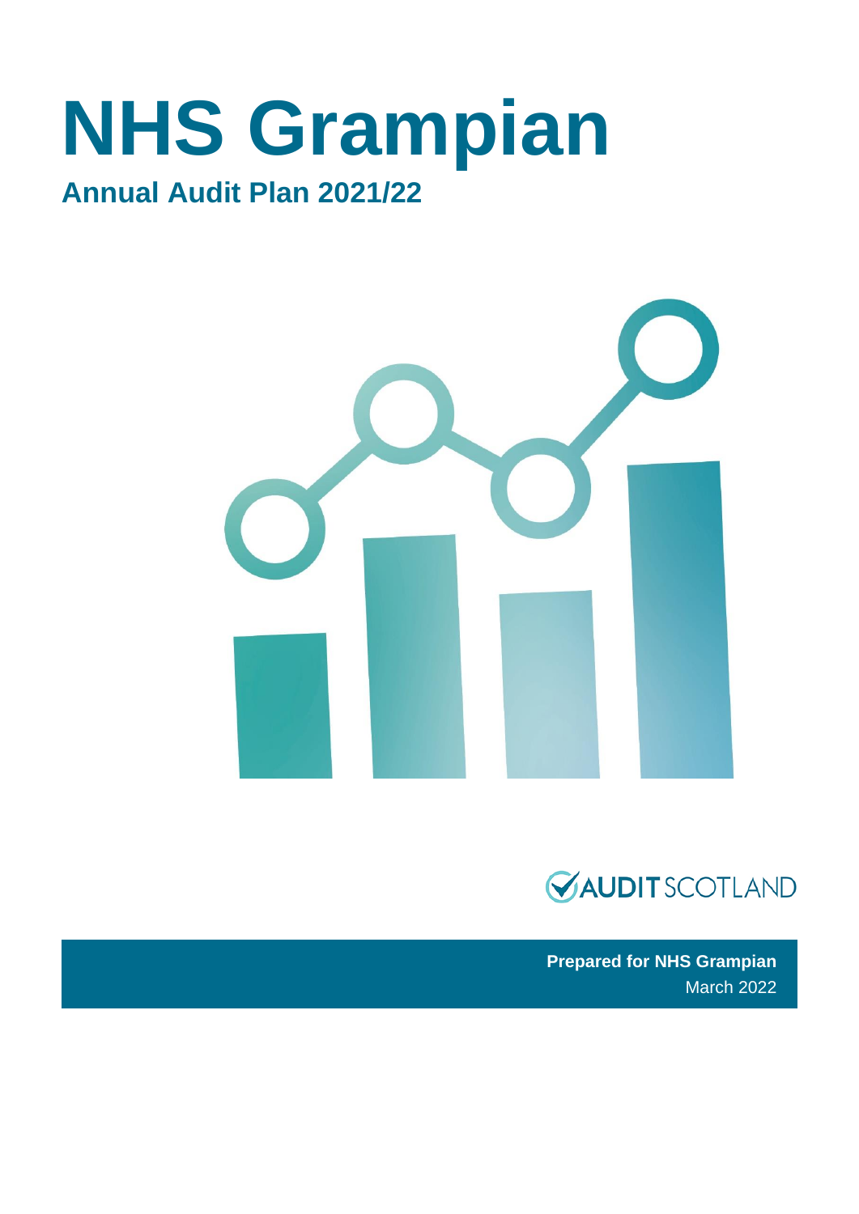# NHS Grampian

## Annual Audit Plan 2021/22

AUDIT SCOTLAND

**Prepared for NHS Grampian**
March 2022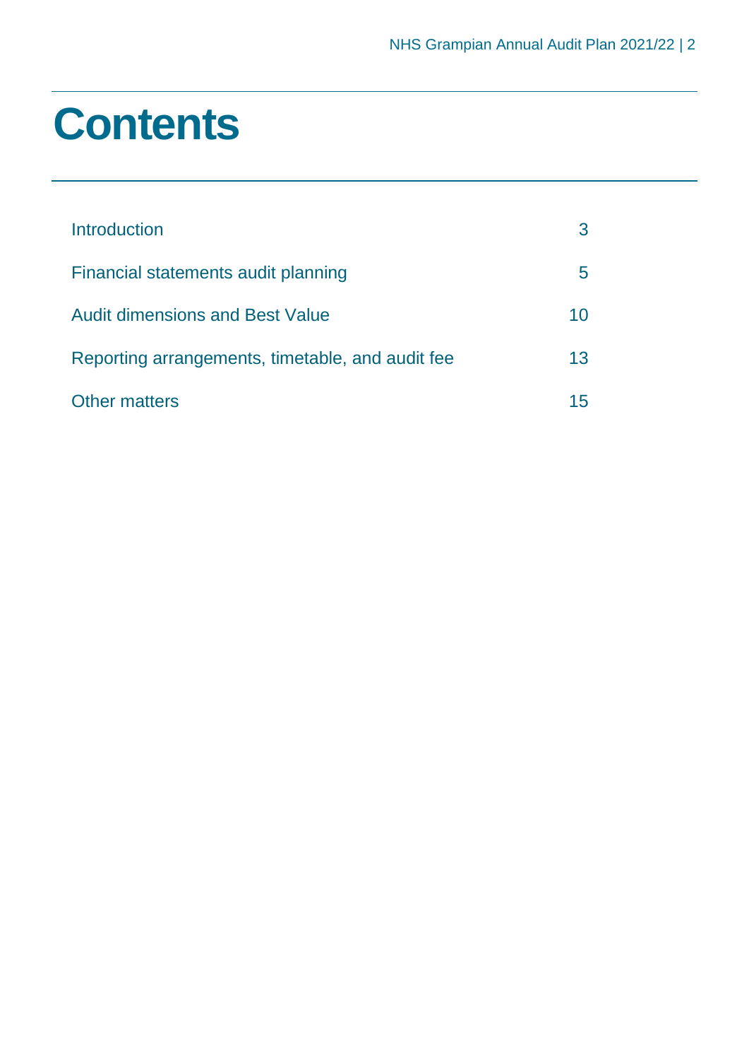# Contents

| | |
|---|---|
| Introduction | 3 |
| Financial statements audit planning | 5 |
| Audit dimensions and Best Value | 10 |
| Reporting arrangements, timetable, and audit fee | 13 |
| Other matters | 15 |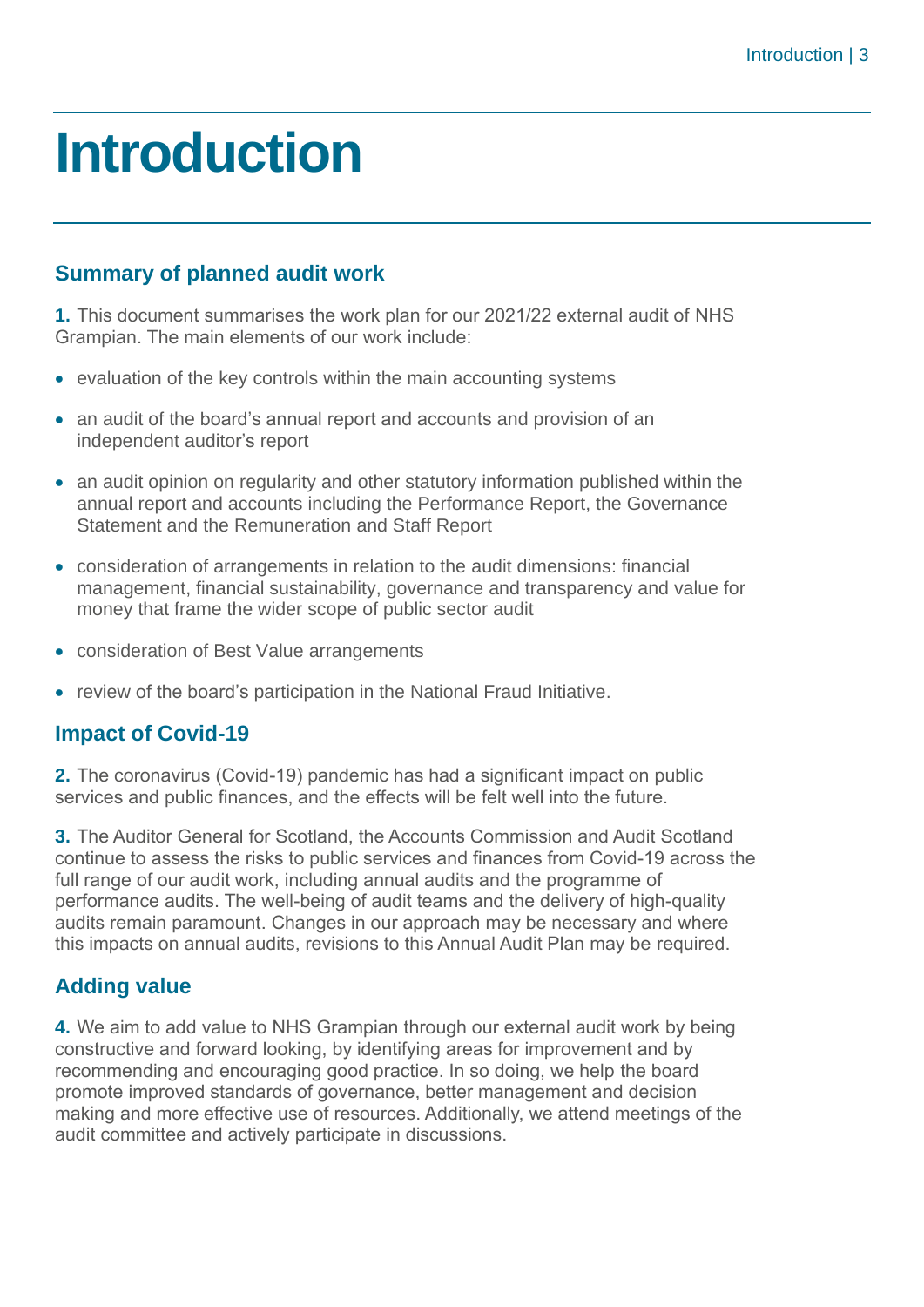# Introduction

## Summary of planned audit work

**1.** This document summarises the work plan for our 2021/22 external audit of NHS Grampian. The main elements of our work include:

- evaluation of the key controls within the main accounting systems
- an audit of the board's annual report and accounts and provision of an independent auditor's report
- an audit opinion on regularity and other statutory information published within the annual report and accounts including the Performance Report, the Governance Statement and the Remuneration and Staff Report
- consideration of arrangements in relation to the audit dimensions: financial management, financial sustainability, governance and transparency and value for money that frame the wider scope of public sector audit
- consideration of Best Value arrangements
- review of the board's participation in the National Fraud Initiative.

## Impact of Covid-19

**2.** The coronavirus (Covid-19) pandemic has had a significant impact on public services and public finances, and the effects will be felt well into the future.

**3.** The Auditor General for Scotland, the Accounts Commission and Audit Scotland continue to assess the risks to public services and finances from Covid-19 across the full range of our audit work, including annual audits and the programme of performance audits. The well-being of audit teams and the delivery of high-quality audits remain paramount. Changes in our approach may be necessary and where this impacts on annual audits, revisions to this Annual Audit Plan may be required.

## Adding value

**4.** We aim to add value to NHS Grampian through our external audit work by being constructive and forward looking, by identifying areas for improvement and by recommending and encouraging good practice. In so doing, we help the board promote improved standards of governance, better management and decision making and more effective use of resources. Additionally, we attend meetings of the audit committee and actively participate in discussions.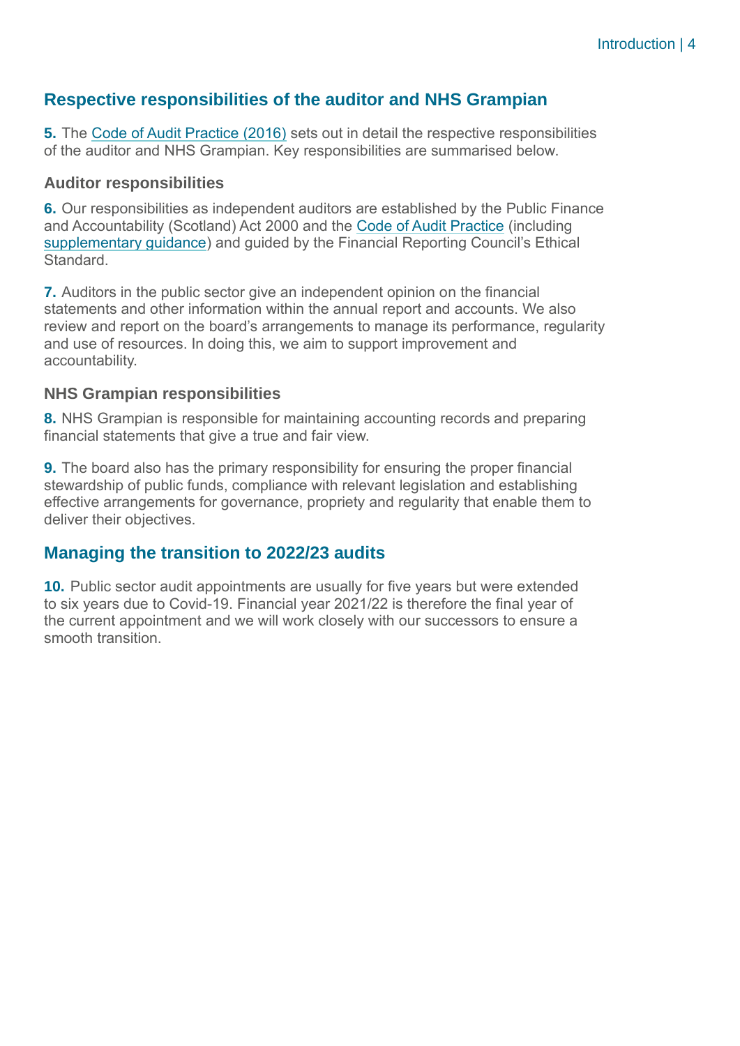## Respective responsibilities of the auditor and NHS Grampian

**5.** The Code of Audit Practice (2016) sets out in detail the respective responsibilities of the auditor and NHS Grampian. Key responsibilities are summarised below.

### Auditor responsibilities

**6.** Our responsibilities as independent auditors are established by the Public Finance and Accountability (Scotland) Act 2000 and the Code of Audit Practice (including supplementary guidance) and guided by the Financial Reporting Council's Ethical Standard.

**7.** Auditors in the public sector give an independent opinion on the financial statements and other information within the annual report and accounts. We also review and report on the board's arrangements to manage its performance, regularity and use of resources. In doing this, we aim to support improvement and accountability.

### NHS Grampian responsibilities

**8.** NHS Grampian is responsible for maintaining accounting records and preparing financial statements that give a true and fair view.

**9.** The board also has the primary responsibility for ensuring the proper financial stewardship of public funds, compliance with relevant legislation and establishing effective arrangements for governance, propriety and regularity that enable them to deliver their objectives.

## Managing the transition to 2022/23 audits

**10.** Public sector audit appointments are usually for five years but were extended to six years due to Covid-19. Financial year 2021/22 is therefore the final year of the current appointment and we will work closely with our successors to ensure a smooth transition.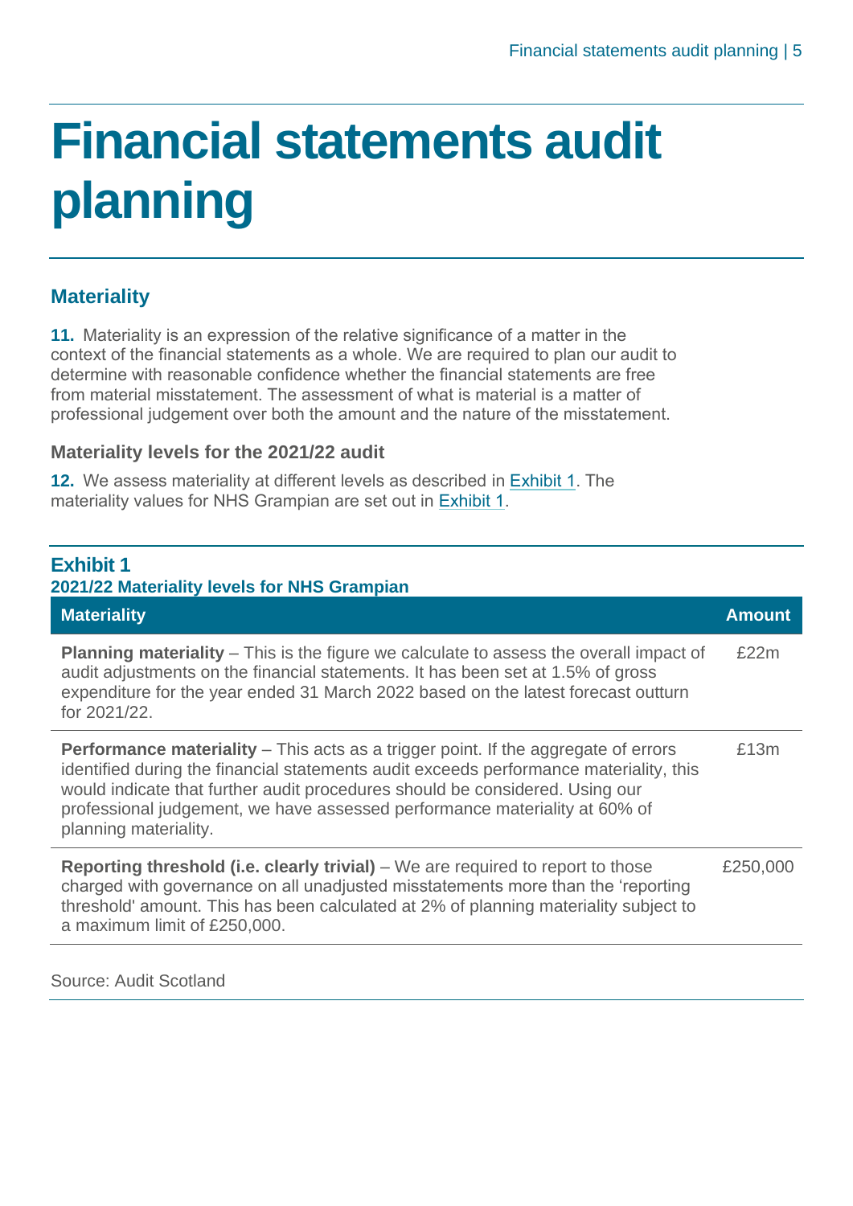# Financial statements audit planning

## Materiality

**11.** Materiality is an expression of the relative significance of a matter in the context of the financial statements as a whole. We are required to plan our audit to determine with reasonable confidence whether the financial statements are free from material misstatement. The assessment of what is material is a matter of professional judgement over both the amount and the nature of the misstatement.

### Materiality levels for the 2021/22 audit

**12.** We assess materiality at different levels as described in Exhibit 1. The materiality values for NHS Grampian are set out in Exhibit 1.

**Exhibit 1**
**2021/22 Materiality levels for NHS Grampian**

| Materiality | Amount |
| --- | --- |
| **Planning materiality** – This is the figure we calculate to assess the overall impact of audit adjustments on the financial statements. It has been set at 1.5% of gross expenditure for the year ended 31 March 2022 based on the latest forecast outturn for 2021/22. | £22m |
| **Performance materiality** – This acts as a trigger point. If the aggregate of errors identified during the financial statements audit exceeds performance materiality, this would indicate that further audit procedures should be considered. Using our professional judgement, we have assessed performance materiality at 60% of planning materiality. | £13m |
| **Reporting threshold (i.e. clearly trivial)** – We are required to report to those charged with governance on all unadjusted misstatements more than the 'reporting threshold' amount. This has been calculated at 2% of planning materiality subject to a maximum limit of £250,000. | £250,000 |

Source: Audit Scotland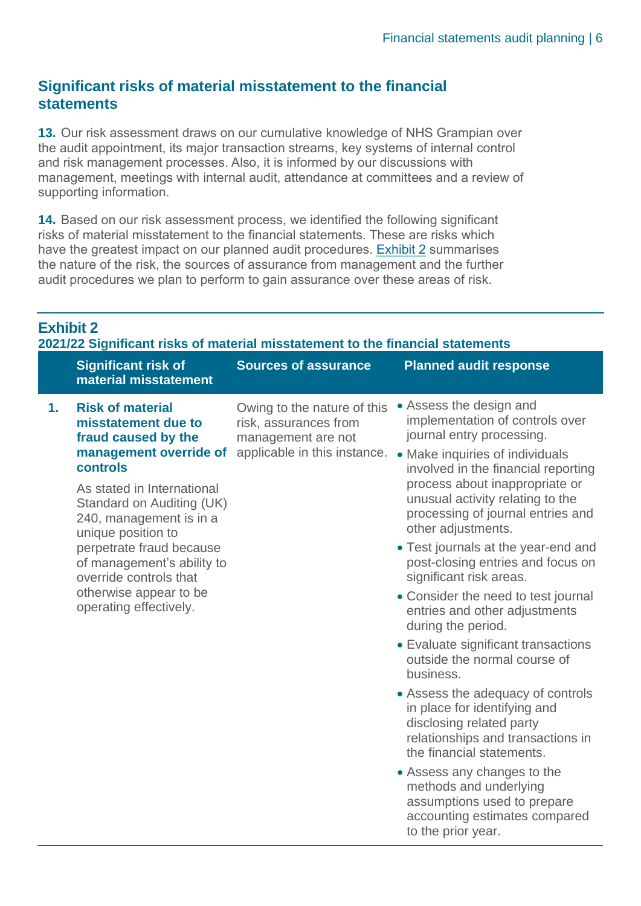## Significant risks of material misstatement to the financial statements

**13.** Our risk assessment draws on our cumulative knowledge of NHS Grampian over the audit appointment, its major transaction streams, key systems of internal control and risk management processes. Also, it is informed by our discussions with management, meetings with internal audit, attendance at committees and a review of supporting information.

**14.** Based on our risk assessment process, we identified the following significant risks of material misstatement to the financial statements. These are risks which have the greatest impact on our planned audit procedures. Exhibit 2 summarises the nature of the risk, the sources of assurance from management and the further audit procedures we plan to perform to gain assurance over these areas of risk.

**Exhibit 2**
**2021/22 Significant risks of material misstatement to the financial statements**

| | Significant risk of material misstatement | Sources of assurance | Planned audit response |
|---|---|---|---|
| **1.** | **Risk of material misstatement due to fraud caused by the management override of controls**<br><br>As stated in International Standard on Auditing (UK) 240, management is in a unique position to perpetrate fraud because of management's ability to override controls that otherwise appear to be operating effectively. | Owing to the nature of this risk, assurances from management are not applicable in this instance. | • Assess the design and implementation of controls over journal entry processing.<br>• Make inquiries of individuals involved in the financial reporting process about inappropriate or unusual activity relating to the processing of journal entries and other adjustments.<br>• Test journals at the year-end and post-closing entries and focus on significant risk areas.<br>• Consider the need to test journal entries and other adjustments during the period.<br>• Evaluate significant transactions outside the normal course of business.<br>• Assess the adequacy of controls in place for identifying and disclosing related party relationships and transactions in the financial statements.<br>• Assess any changes to the methods and underlying assumptions used to prepare accounting estimates compared to the prior year. |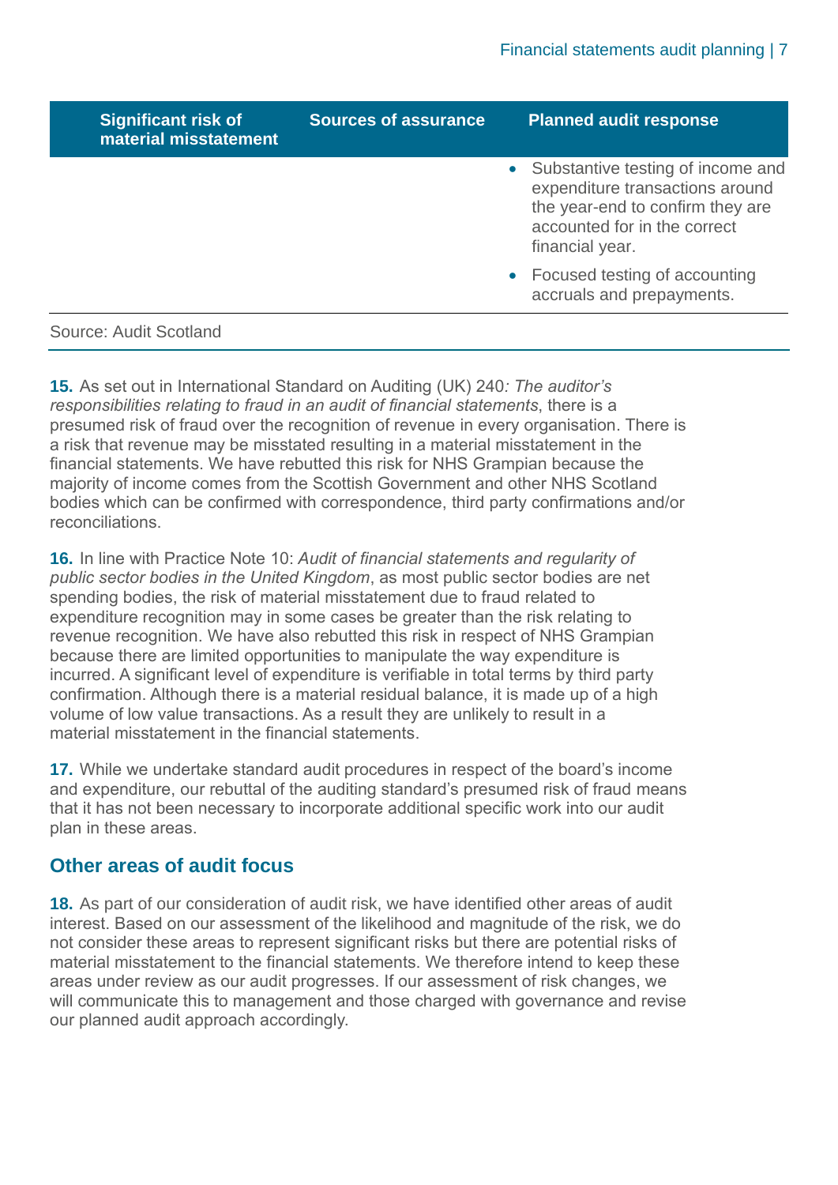| Significant risk of material misstatement | Sources of assurance | Planned audit response |
|---|---|---|
| | | • Substantive testing of income and expenditure transactions around the year-end to confirm they are accounted for in the correct financial year.<br>• Focused testing of accounting accruals and prepayments. |

Source: Audit Scotland

**15.** As set out in International Standard on Auditing (UK) 240*: The auditor's responsibilities relating to fraud in an audit of financial statements*, there is a presumed risk of fraud over the recognition of revenue in every organisation. There is a risk that revenue may be misstated resulting in a material misstatement in the financial statements. We have rebutted this risk for NHS Grampian because the majority of income comes from the Scottish Government and other NHS Scotland bodies which can be confirmed with correspondence, third party confirmations and/or reconciliations.

**16.** In line with Practice Note 10: *Audit of financial statements and regularity of public sector bodies in the United Kingdom*, as most public sector bodies are net spending bodies, the risk of material misstatement due to fraud related to expenditure recognition may in some cases be greater than the risk relating to revenue recognition. We have also rebutted this risk in respect of NHS Grampian because there are limited opportunities to manipulate the way expenditure is incurred. A significant level of expenditure is verifiable in total terms by third party confirmation. Although there is a material residual balance, it is made up of a high volume of low value transactions. As a result they are unlikely to result in a material misstatement in the financial statements.

**17.** While we undertake standard audit procedures in respect of the board's income and expenditure, our rebuttal of the auditing standard's presumed risk of fraud means that it has not been necessary to incorporate additional specific work into our audit plan in these areas.

## Other areas of audit focus

**18.** As part of our consideration of audit risk, we have identified other areas of audit interest. Based on our assessment of the likelihood and magnitude of the risk, we do not consider these areas to represent significant risks but there are potential risks of material misstatement to the financial statements. We therefore intend to keep these areas under review as our audit progresses. If our assessment of risk changes, we will communicate this to management and those charged with governance and revise our planned audit approach accordingly.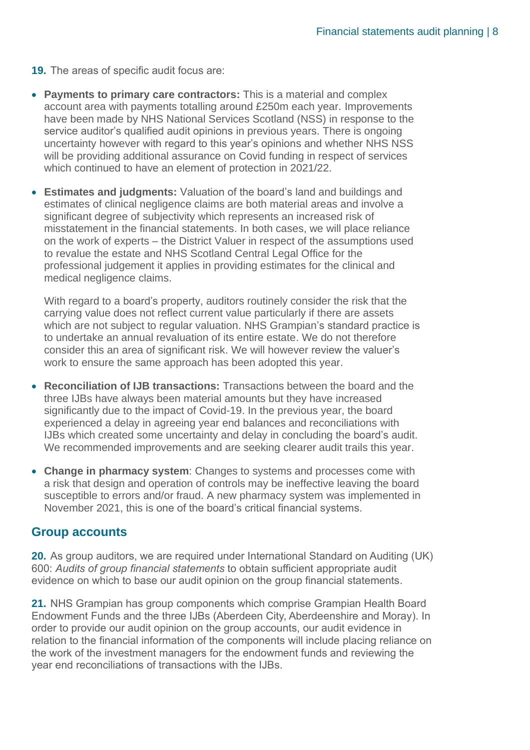**19.** The areas of specific audit focus are:

- **Payments to primary care contractors:** This is a material and complex account area with payments totalling around £250m each year. Improvements have been made by NHS National Services Scotland (NSS) in response to the service auditor's qualified audit opinions in previous years. There is ongoing uncertainty however with regard to this year's opinions and whether NHS NSS will be providing additional assurance on Covid funding in respect of services which continued to have an element of protection in 2021/22.
- **Estimates and judgments:** Valuation of the board's land and buildings and estimates of clinical negligence claims are both material areas and involve a significant degree of subjectivity which represents an increased risk of misstatement in the financial statements. In both cases, we will place reliance on the work of experts – the District Valuer in respect of the assumptions used to revalue the estate and NHS Scotland Central Legal Office for the professional judgement it applies in providing estimates for the clinical and medical negligence claims.

  With regard to a board's property, auditors routinely consider the risk that the carrying value does not reflect current value particularly if there are assets which are not subject to regular valuation. NHS Grampian's standard practice is to undertake an annual revaluation of its entire estate. We do not therefore consider this an area of significant risk. We will however review the valuer's work to ensure the same approach has been adopted this year.
- **Reconciliation of IJB transactions:** Transactions between the board and the three IJBs have always been material amounts but they have increased significantly due to the impact of Covid-19. In the previous year, the board experienced a delay in agreeing year end balances and reconciliations with IJBs which created some uncertainty and delay in concluding the board's audit. We recommended improvements and are seeking clearer audit trails this year.
- **Change in pharmacy system**: Changes to systems and processes come with a risk that design and operation of controls may be ineffective leaving the board susceptible to errors and/or fraud. A new pharmacy system was implemented in November 2021, this is one of the board's critical financial systems.

## Group accounts

**20.** As group auditors, we are required under International Standard on Auditing (UK) 600: *Audits of group financial statements* to obtain sufficient appropriate audit evidence on which to base our audit opinion on the group financial statements.

**21.** NHS Grampian has group components which comprise Grampian Health Board Endowment Funds and the three IJBs (Aberdeen City, Aberdeenshire and Moray). In order to provide our audit opinion on the group accounts, our audit evidence in relation to the financial information of the components will include placing reliance on the work of the investment managers for the endowment funds and reviewing the year end reconciliations of transactions with the IJBs.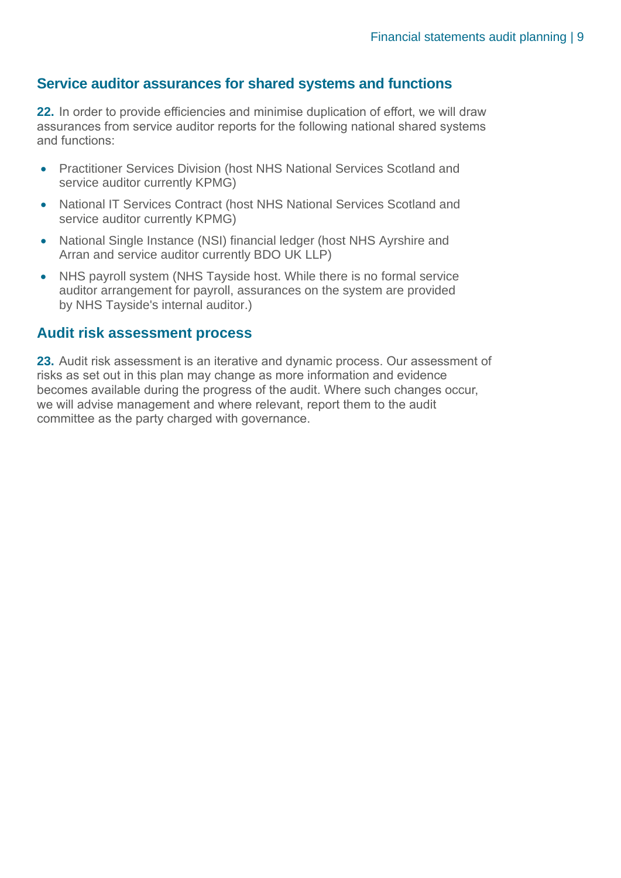## Service auditor assurances for shared systems and functions

**22.** In order to provide efficiencies and minimise duplication of effort, we will draw assurances from service auditor reports for the following national shared systems and functions:

- Practitioner Services Division (host NHS National Services Scotland and service auditor currently KPMG)
- National IT Services Contract (host NHS National Services Scotland and service auditor currently KPMG)
- National Single Instance (NSI) financial ledger (host NHS Ayrshire and Arran and service auditor currently BDO UK LLP)
- NHS payroll system (NHS Tayside host. While there is no formal service auditor arrangement for payroll, assurances on the system are provided by NHS Tayside's internal auditor.)

## Audit risk assessment process

**23.** Audit risk assessment is an iterative and dynamic process. Our assessment of risks as set out in this plan may change as more information and evidence becomes available during the progress of the audit. Where such changes occur, we will advise management and where relevant, report them to the audit committee as the party charged with governance.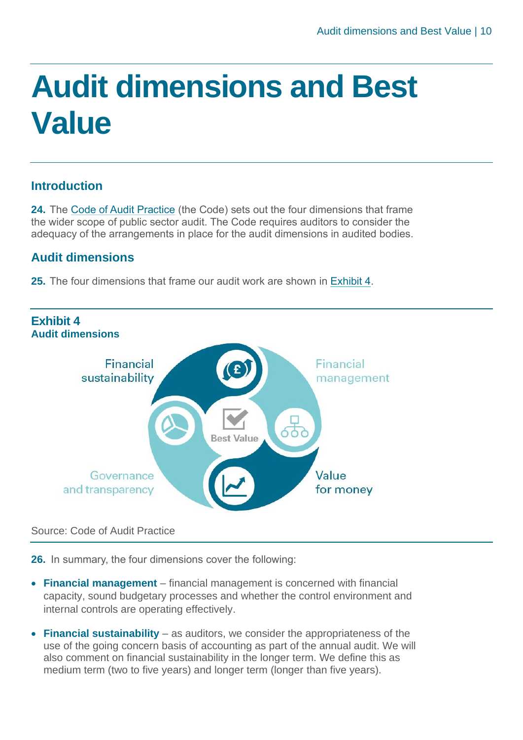# Audit dimensions and Best Value

## Introduction

**24.** The Code of Audit Practice (the Code) sets out the four dimensions that frame the wider scope of public sector audit. The Code requires auditors to consider the adequacy of the arrangements in place for the audit dimensions in audited bodies.

## Audit dimensions

**25.** The four dimensions that frame our audit work are shown in Exhibit 4.

**Exhibit 4**
**Audit dimensions**

Financial sustainability

Financial management

Best Value

Governance and transparency

Value for money

Source: Code of Audit Practice

**26.** In summary, the four dimensions cover the following:

- **Financial management** – financial management is concerned with financial capacity, sound budgetary processes and whether the control environment and internal controls are operating effectively.
- **Financial sustainability** – as auditors, we consider the appropriateness of the use of the going concern basis of accounting as part of the annual audit. We will also comment on financial sustainability in the longer term. We define this as medium term (two to five years) and longer term (longer than five years).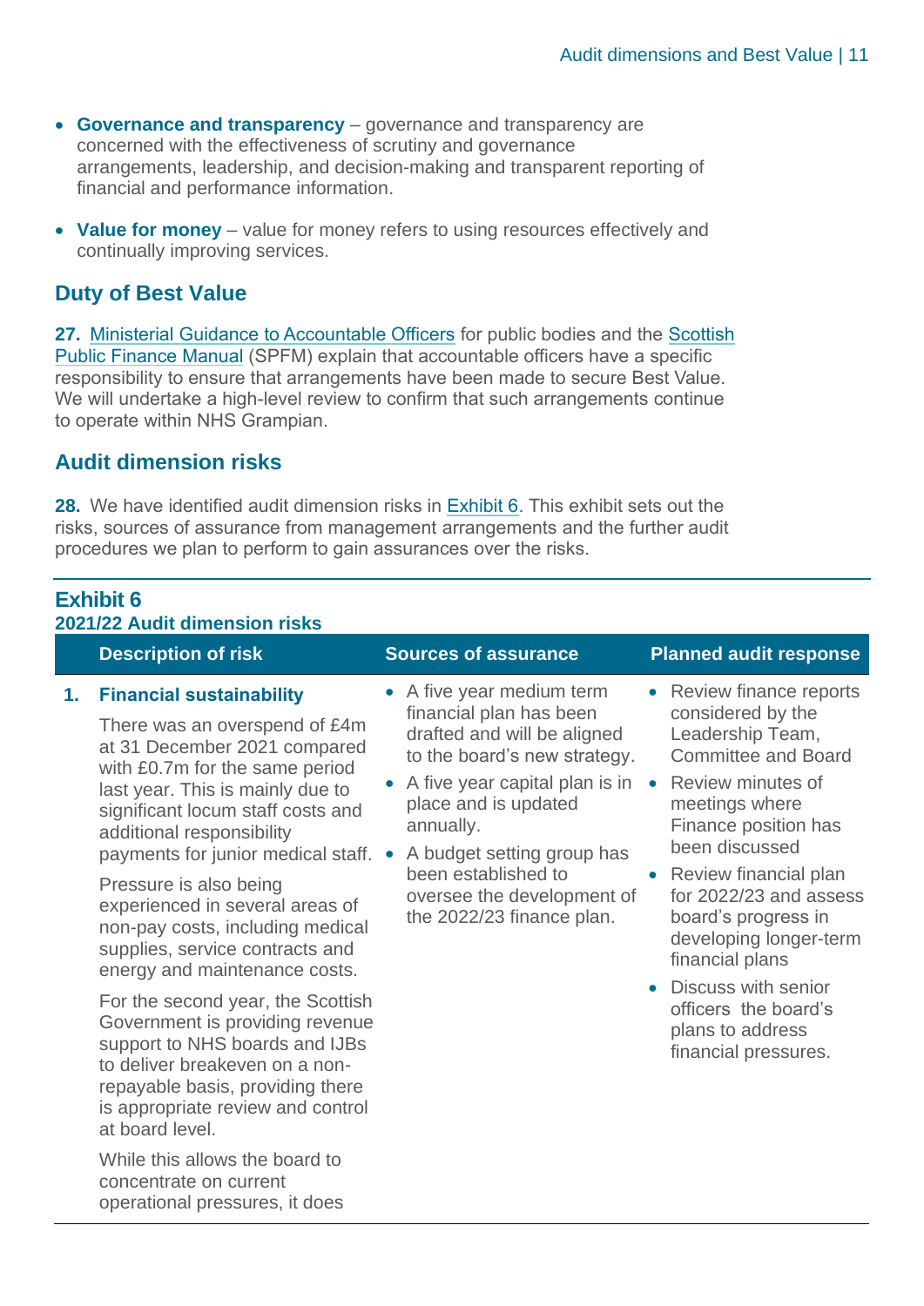- **Governance and transparency** – governance and transparency are concerned with the effectiveness of scrutiny and governance arrangements, leadership, and decision-making and transparent reporting of financial and performance information.
- **Value for money** – value for money refers to using resources effectively and continually improving services.

## Duty of Best Value

**27.** Ministerial Guidance to Accountable Officers for public bodies and the Scottish Public Finance Manual (SPFM) explain that accountable officers have a specific responsibility to ensure that arrangements have been made to secure Best Value. We will undertake a high-level review to confirm that such arrangements continue to operate within NHS Grampian.

## Audit dimension risks

**28.** We have identified audit dimension risks in Exhibit 6. This exhibit sets out the risks, sources of assurance from management arrangements and the further audit procedures we plan to perform to gain assurances over the risks.

**Exhibit 6**
**2021/22 Audit dimension risks**

| | Description of risk | Sources of assurance | Planned audit response |
|---|---|---|---|
| **1.** | **Financial sustainability**<br><br>There was an overspend of £4m at 31 December 2021 compared with £0.7m for the same period last year. This is mainly due to significant locum staff costs and additional responsibility payments for junior medical staff.<br><br>Pressure is also being experienced in several areas of non-pay costs, including medical supplies, service contracts and energy and maintenance costs.<br><br>For the second year, the Scottish Government is providing revenue support to NHS boards and IJBs to deliver breakeven on a non-repayable basis, providing there is appropriate review and control at board level.<br><br>While this allows the board to concentrate on current operational pressures, it does | • A five year medium term financial plan has been drafted and will be aligned to the board's new strategy.<br>• A five year capital plan is in place and is updated annually.<br>• A budget setting group has been established to oversee the development of the 2022/23 finance plan. | • Review finance reports considered by the Leadership Team, Committee and Board<br>• Review minutes of meetings where Finance position has been discussed<br>• Review financial plan for 2022/23 and assess board's progress in developing longer-term financial plans<br>• Discuss with senior officers the board's plans to address financial pressures. |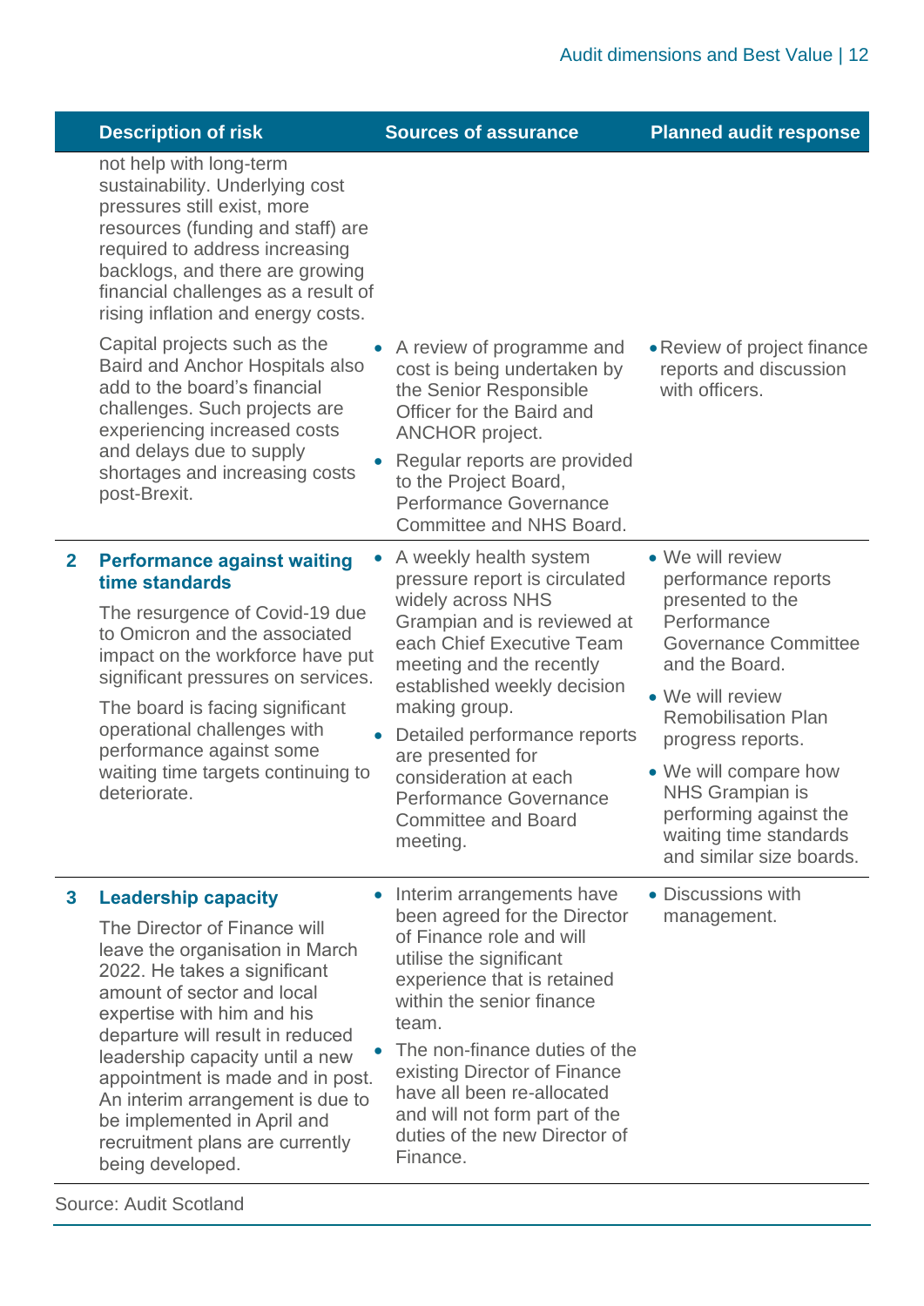| | Description of risk | Sources of assurance | Planned audit response |
|---|---|---|---|
| | not help with long-term sustainability. Underlying cost pressures still exist, more resources (funding and staff) are required to address increasing backlogs, and there are growing financial challenges as a result of rising inflation and energy costs.<br><br>Capital projects such as the Baird and Anchor Hospitals also add to the board's financial challenges. Such projects are experiencing increased costs and delays due to supply shortages and increasing costs post-Brexit. | • A review of programme and cost is being undertaken by the Senior Responsible Officer for the Baird and ANCHOR project.<br>• Regular reports are provided to the Project Board, Performance Governance Committee and NHS Board. | • Review of project finance reports and discussion with officers. |
| 2 | **Performance against waiting time standards**<br><br>The resurgence of Covid-19 due to Omicron and the associated impact on the workforce have put significant pressures on services.<br><br>The board is facing significant operational challenges with performance against some waiting time targets continuing to deteriorate. | • A weekly health system pressure report is circulated widely across NHS Grampian and is reviewed at each Chief Executive Team meeting and the recently established weekly decision making group.<br>• Detailed performance reports are presented for consideration at each Performance Governance Committee and Board meeting. | • We will review performance reports presented to the Performance Governance Committee and the Board.<br>• We will review Remobilisation Plan progress reports.<br>• We will compare how NHS Grampian is performing against the waiting time standards and similar size boards. |
| 3 | **Leadership capacity**<br><br>The Director of Finance will leave the organisation in March 2022. He takes a significant amount of sector and local expertise with him and his departure will result in reduced leadership capacity until a new appointment is made and in post. An interim arrangement is due to be implemented in April and recruitment plans are currently being developed. | • Interim arrangements have been agreed for the Director of Finance role and will utilise the significant experience that is retained within the senior finance team.<br>• The non-finance duties of the existing Director of Finance have all been re-allocated and will not form part of the duties of the new Director of Finance. | • Discussions with management. |

Source: Audit Scotland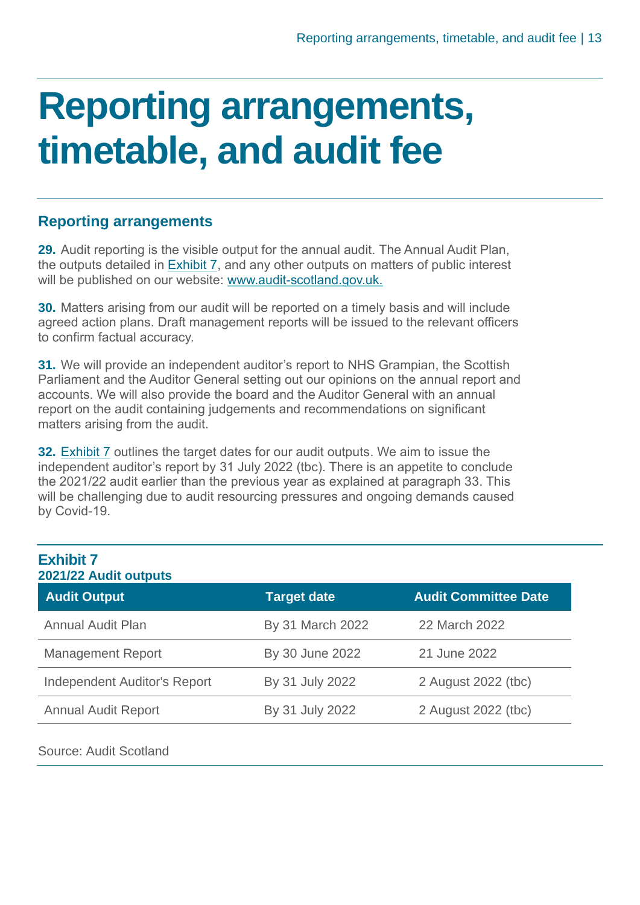# Reporting arrangements, timetable, and audit fee

## Reporting arrangements

**29.** Audit reporting is the visible output for the annual audit. The Annual Audit Plan, the outputs detailed in Exhibit 7, and any other outputs on matters of public interest will be published on our website: www.audit-scotland.gov.uk.

**30.** Matters arising from our audit will be reported on a timely basis and will include agreed action plans. Draft management reports will be issued to the relevant officers to confirm factual accuracy.

**31.** We will provide an independent auditor's report to NHS Grampian, the Scottish Parliament and the Auditor General setting out our opinions on the annual report and accounts. We will also provide the board and the Auditor General with an annual report on the audit containing judgements and recommendations on significant matters arising from the audit.

**32.** Exhibit 7 outlines the target dates for our audit outputs. We aim to issue the independent auditor's report by 31 July 2022 (tbc). There is an appetite to conclude the 2021/22 audit earlier than the previous year as explained at paragraph 33. This will be challenging due to audit resourcing pressures and ongoing demands caused by Covid-19.

**Exhibit 7**
**2021/22 Audit outputs**

| Audit Output | Target date | Audit Committee Date |
|---|---|---|
| Annual Audit Plan | By 31 March 2022 | 22 March 2022 |
| Management Report | By 30 June 2022 | 21 June 2022 |
| Independent Auditor's Report | By 31 July 2022 | 2 August 2022 (tbc) |
| Annual Audit Report | By 31 July 2022 | 2 August 2022 (tbc) |

Source: Audit Scotland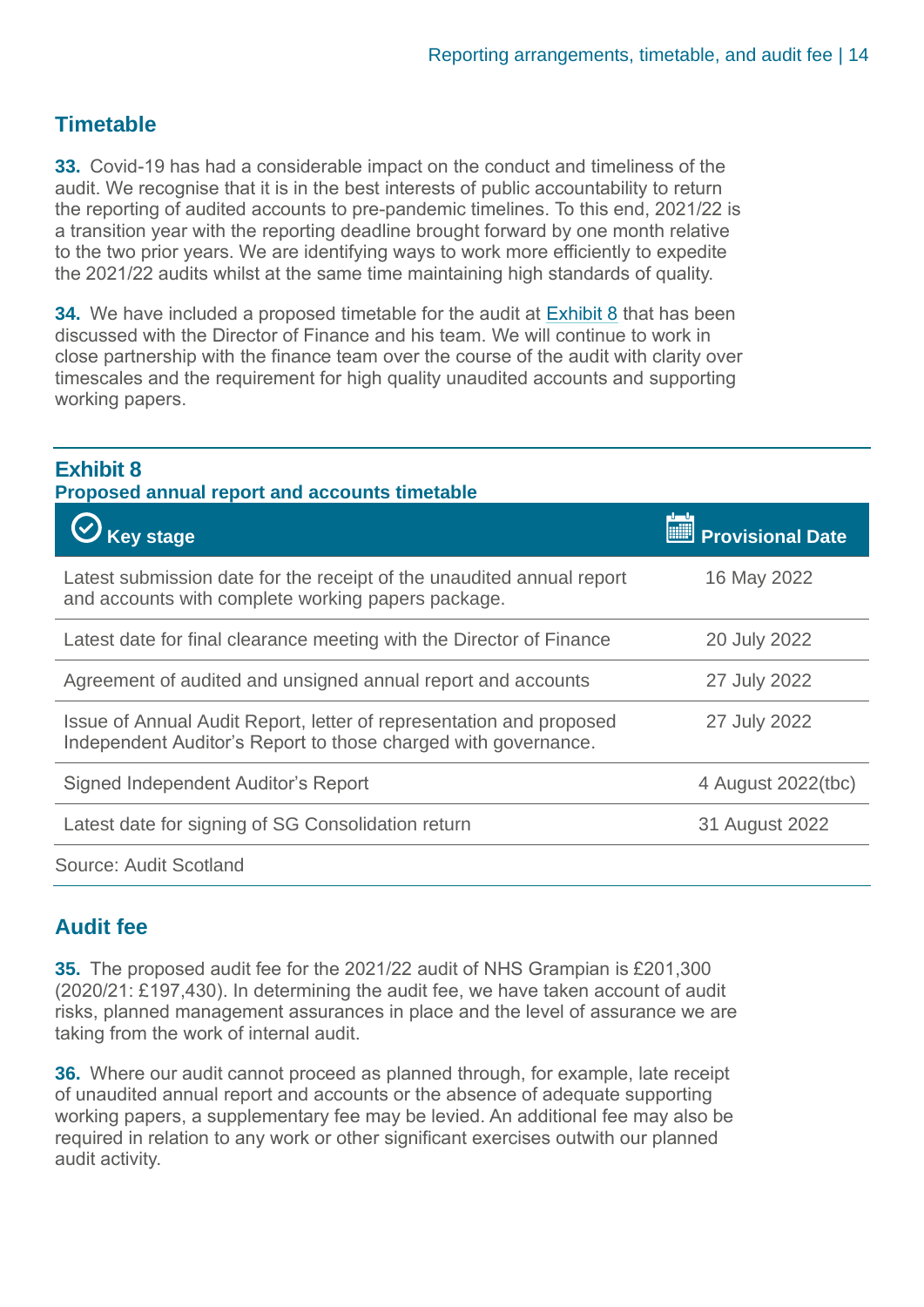## Timetable

**33.** Covid-19 has had a considerable impact on the conduct and timeliness of the audit. We recognise that it is in the best interests of public accountability to return the reporting of audited accounts to pre-pandemic timelines. To this end, 2021/22 is a transition year with the reporting deadline brought forward by one month relative to the two prior years. We are identifying ways to work more efficiently to expedite the 2021/22 audits whilst at the same time maintaining high standards of quality.

**34.** We have included a proposed timetable for the audit at Exhibit 8 that has been discussed with the Director of Finance and his team. We will continue to work in close partnership with the finance team over the course of the audit with clarity over timescales and the requirement for high quality unaudited accounts and supporting working papers.

**Exhibit 8**
**Proposed annual report and accounts timetable**

| Key stage | Provisional Date |
|---|---|
| Latest submission date for the receipt of the unaudited annual report and accounts with complete working papers package. | 16 May 2022 |
| Latest date for final clearance meeting with the Director of Finance | 20 July 2022 |
| Agreement of audited and unsigned annual report and accounts | 27 July 2022 |
| Issue of Annual Audit Report, letter of representation and proposed Independent Auditor's Report to those charged with governance. | 27 July 2022 |
| Signed Independent Auditor's Report | 4 August 2022(tbc) |
| Latest date for signing of SG Consolidation return | 31 August 2022 |

Source: Audit Scotland

## Audit fee

**35.** The proposed audit fee for the 2021/22 audit of NHS Grampian is £201,300 (2020/21: £197,430). In determining the audit fee, we have taken account of audit risks, planned management assurances in place and the level of assurance we are taking from the work of internal audit.

**36.** Where our audit cannot proceed as planned through, for example, late receipt of unaudited annual report and accounts or the absence of adequate supporting working papers, a supplementary fee may be levied. An additional fee may also be required in relation to any work or other significant exercises outwith our planned audit activity.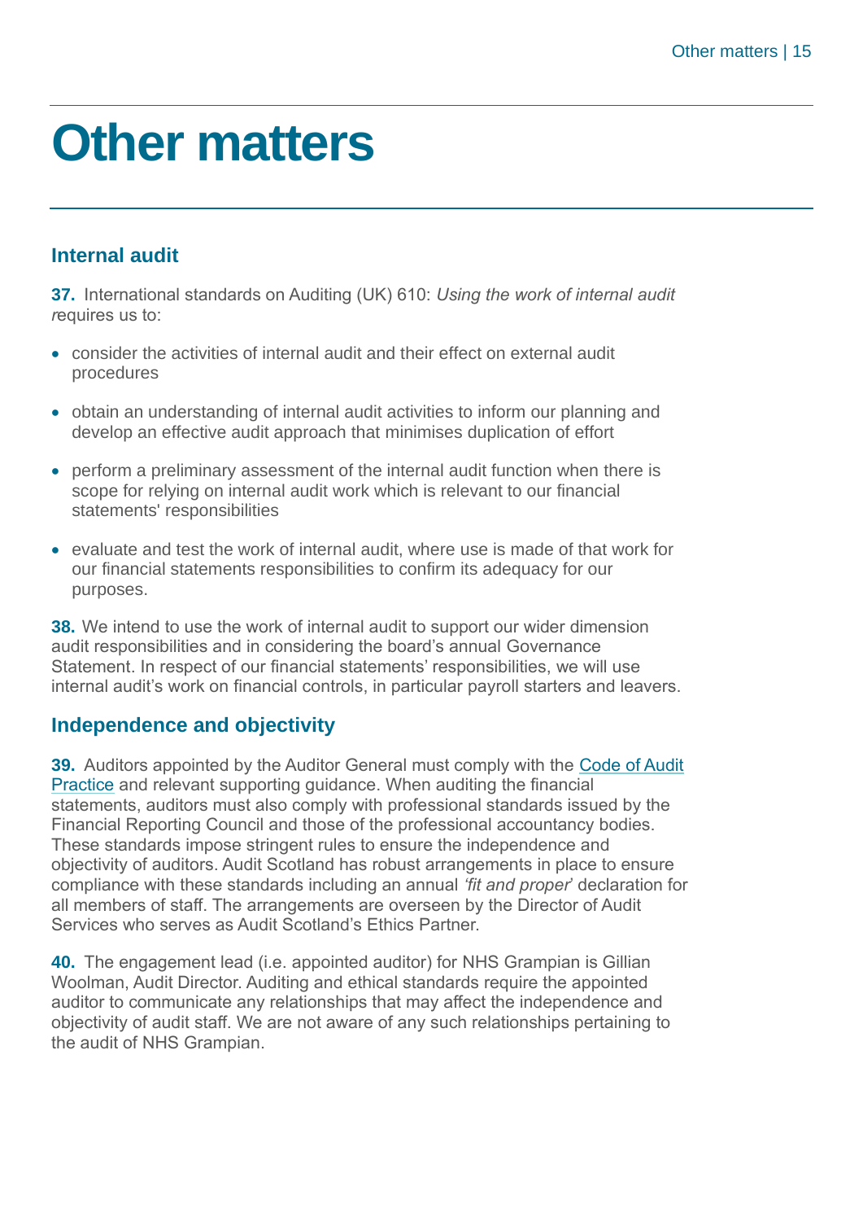# Other matters

## Internal audit

**37.** International standards on Auditing (UK) 610: *Using the work of internal audit r*equires us to:

- consider the activities of internal audit and their effect on external audit procedures
- obtain an understanding of internal audit activities to inform our planning and develop an effective audit approach that minimises duplication of effort
- perform a preliminary assessment of the internal audit function when there is scope for relying on internal audit work which is relevant to our financial statements' responsibilities
- evaluate and test the work of internal audit, where use is made of that work for our financial statements responsibilities to confirm its adequacy for our purposes.

**38.** We intend to use the work of internal audit to support our wider dimension audit responsibilities and in considering the board's annual Governance Statement. In respect of our financial statements' responsibilities, we will use internal audit's work on financial controls, in particular payroll starters and leavers.

## Independence and objectivity

**39.** Auditors appointed by the Auditor General must comply with the Code of Audit Practice and relevant supporting guidance. When auditing the financial statements, auditors must also comply with professional standards issued by the Financial Reporting Council and those of the professional accountancy bodies. These standards impose stringent rules to ensure the independence and objectivity of auditors. Audit Scotland has robust arrangements in place to ensure compliance with these standards including an annual *'fit and proper'* declaration for all members of staff. The arrangements are overseen by the Director of Audit Services who serves as Audit Scotland's Ethics Partner.

**40.** The engagement lead (i.e. appointed auditor) for NHS Grampian is Gillian Woolman, Audit Director. Auditing and ethical standards require the appointed auditor to communicate any relationships that may affect the independence and objectivity of audit staff. We are not aware of any such relationships pertaining to the audit of NHS Grampian.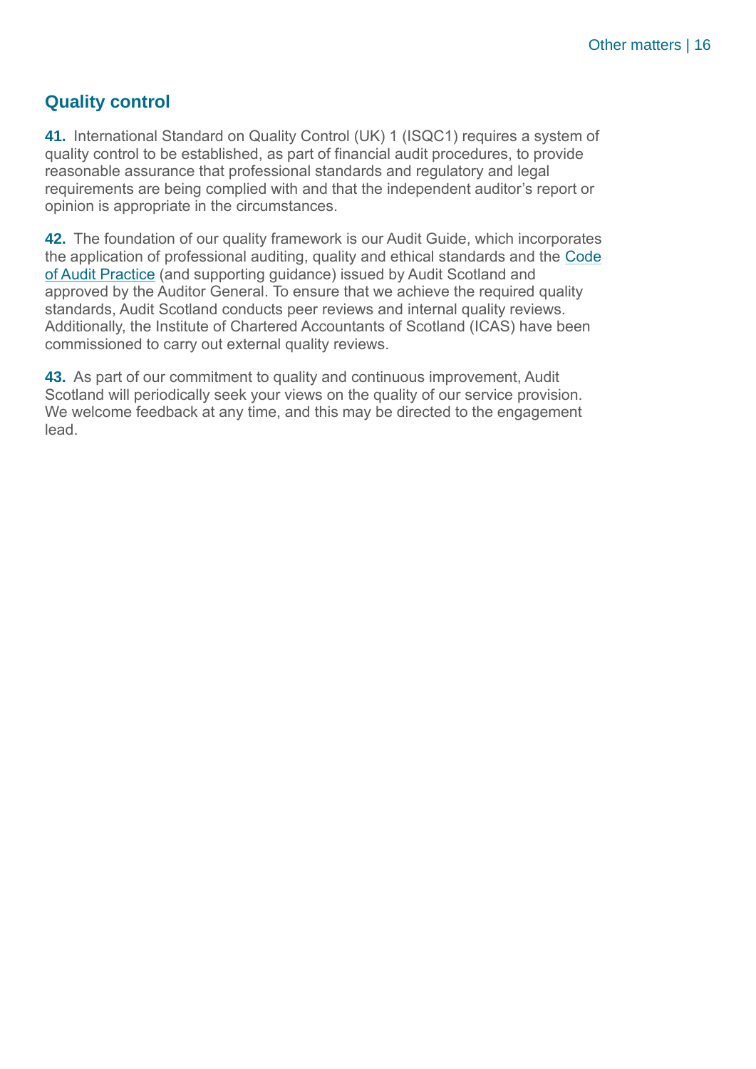## Quality control

**41.** International Standard on Quality Control (UK) 1 (ISQC1) requires a system of quality control to be established, as part of financial audit procedures, to provide reasonable assurance that professional standards and regulatory and legal requirements are being complied with and that the independent auditor's report or opinion is appropriate in the circumstances.

**42.** The foundation of our quality framework is our Audit Guide, which incorporates the application of professional auditing, quality and ethical standards and the Code of Audit Practice (and supporting guidance) issued by Audit Scotland and approved by the Auditor General. To ensure that we achieve the required quality standards, Audit Scotland conducts peer reviews and internal quality reviews. Additionally, the Institute of Chartered Accountants of Scotland (ICAS) have been commissioned to carry out external quality reviews.

**43.** As part of our commitment to quality and continuous improvement, Audit Scotland will periodically seek your views on the quality of our service provision. We welcome feedback at any time, and this may be directed to the engagement lead.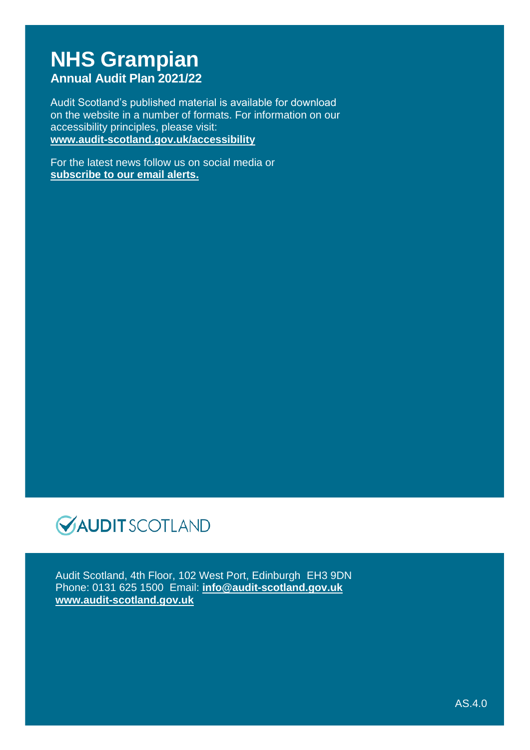# NHS Grampian

**Annual Audit Plan 2021/22**

Audit Scotland's published material is available for download on the website in a number of formats. For information on our accessibility principles, please visit:
**www.audit-scotland.gov.uk/accessibility**

For the latest news follow us on social media or
**subscribe to our email alerts.**

AUDIT SCOTLAND

Audit Scotland, 4th Floor, 102 West Port, Edinburgh EH3 9DN
Phone: 0131 625 1500 Email: **info@audit-scotland.gov.uk**
**www.audit-scotland.gov.uk**

AS.4.0